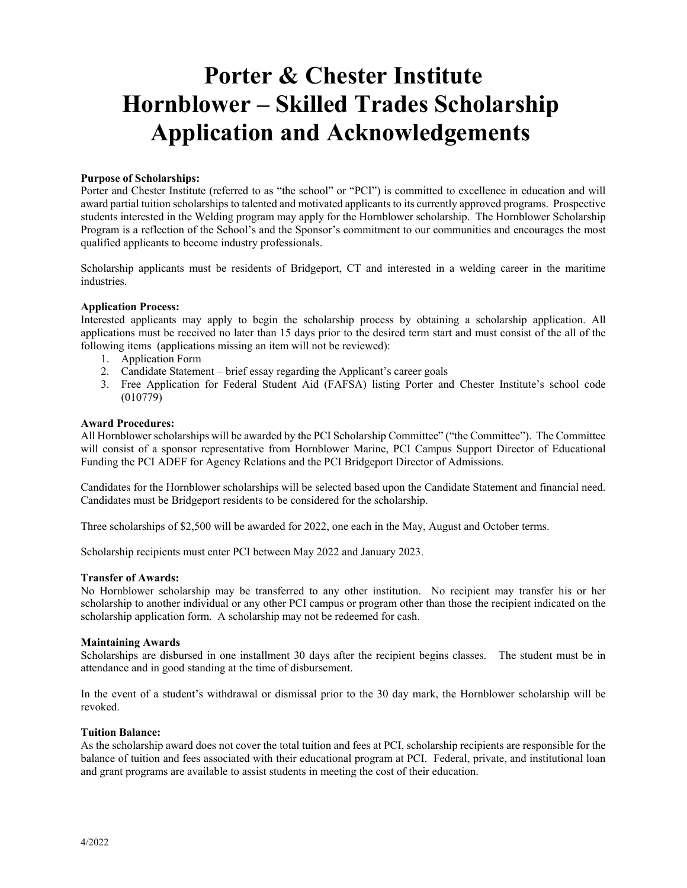# Porter & Chester Institute
# Hornblower – Skilled Trades Scholarship
# Application and Acknowledgements

**Purpose of Scholarships:**
Porter and Chester Institute (referred to as "the school" or "PCI") is committed to excellence in education and will award partial tuition scholarships to talented and motivated applicants to its currently approved programs. Prospective students interested in the Welding program may apply for the Hornblower scholarship. The Hornblower Scholarship Program is a reflection of the School's and the Sponsor's commitment to our communities and encourages the most qualified applicants to become industry professionals.

Scholarship applicants must be residents of Bridgeport, CT and interested in a welding career in the maritime industries.

**Application Process:**
Interested applicants may apply to begin the scholarship process by obtaining a scholarship application. All applications must be received no later than 15 days prior to the desired term start and must consist of the all of the following items (applications missing an item will not be reviewed):

1. Application Form
2. Candidate Statement – brief essay regarding the Applicant's career goals
3. Free Application for Federal Student Aid (FAFSA) listing Porter and Chester Institute's school code (010779)

**Award Procedures:**
All Hornblower scholarships will be awarded by the PCI Scholarship Committee" ("the Committee"). The Committee will consist of a sponsor representative from Hornblower Marine, PCI Campus Support Director of Educational Funding the PCI ADEF for Agency Relations and the PCI Bridgeport Director of Admissions.

Candidates for the Hornblower scholarships will be selected based upon the Candidate Statement and financial need. Candidates must be Bridgeport residents to be considered for the scholarship.

Three scholarships of $2,500 will be awarded for 2022, one each in the May, August and October terms.

Scholarship recipients must enter PCI between May 2022 and January 2023.

**Transfer of Awards:**
No Hornblower scholarship may be transferred to any other institution. No recipient may transfer his or her scholarship to another individual or any other PCI campus or program other than those the recipient indicated on the scholarship application form. A scholarship may not be redeemed for cash.

**Maintaining Awards**
Scholarships are disbursed in one installment 30 days after the recipient begins classes. The student must be in attendance and in good standing at the time of disbursement.

In the event of a student's withdrawal or dismissal prior to the 30 day mark, the Hornblower scholarship will be revoked.

**Tuition Balance:**
As the scholarship award does not cover the total tuition and fees at PCI, scholarship recipients are responsible for the balance of tuition and fees associated with their educational program at PCI. Federal, private, and institutional loan and grant programs are available to assist students in meeting the cost of their education.

4/2022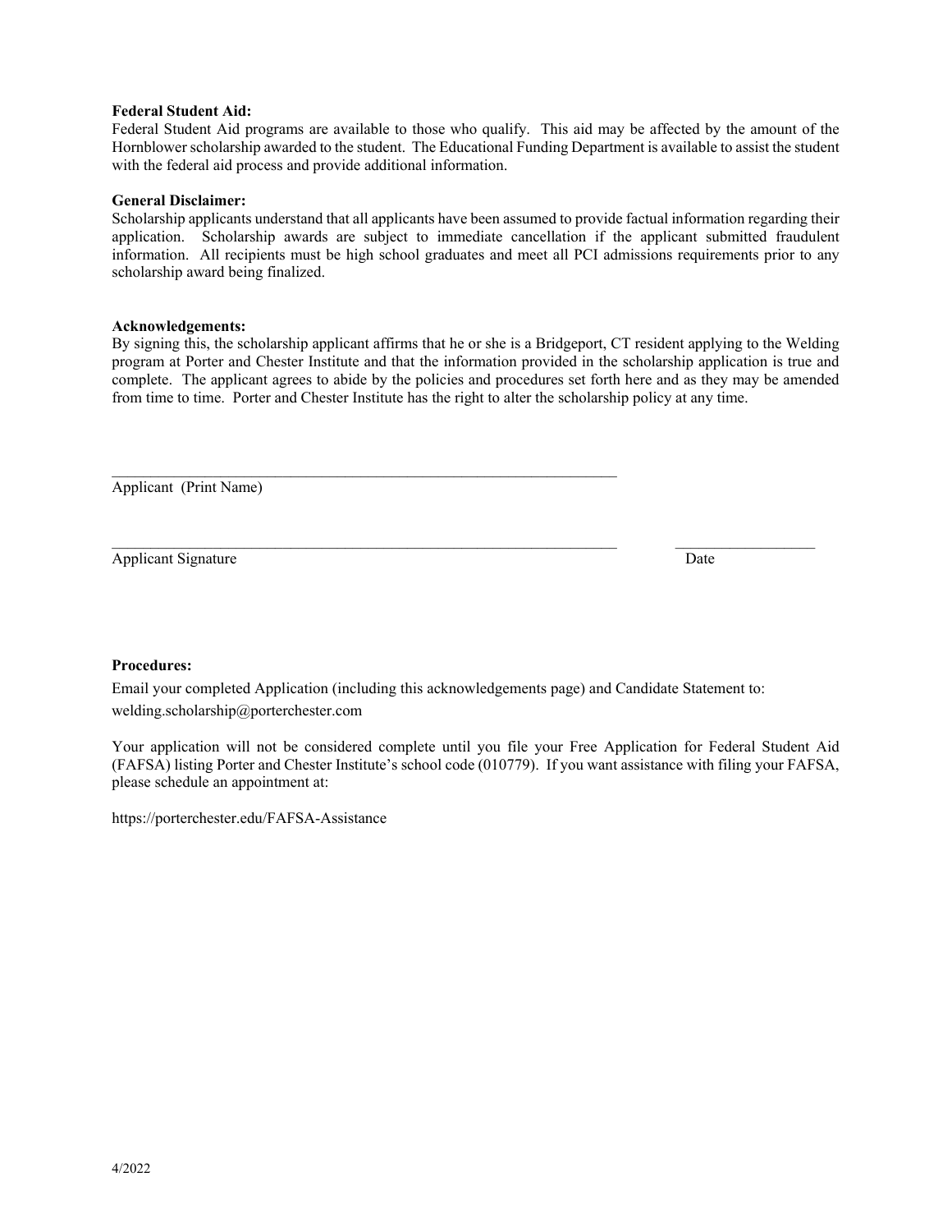**Federal Student Aid:**
Federal Student Aid programs are available to those who qualify. This aid may be affected by the amount of the Hornblower scholarship awarded to the student. The Educational Funding Department is available to assist the student with the federal aid process and provide additional information.

**General Disclaimer:**
Scholarship applicants understand that all applicants have been assumed to provide factual information regarding their application. Scholarship awards are subject to immediate cancellation if the applicant submitted fraudulent information. All recipients must be high school graduates and meet all PCI admissions requirements prior to any scholarship award being finalized.

**Acknowledgements:**
By signing this, the scholarship applicant affirms that he or she is a Bridgeport, CT resident applying to the Welding program at Porter and Chester Institute and that the information provided in the scholarship application is true and complete. The applicant agrees to abide by the policies and procedures set forth here and as they may be amended from time to time. Porter and Chester Institute has the right to alter the scholarship policy at any time.

\_\_\_\_\_\_\_\_\_\_\_\_\_\_\_\_\_\_\_\_\_\_\_\_\_\_\_\_\_\_\_\_\_\_\_\_\_\_\_\_\_\_\_\_\_\_\_\_\_\_\_\_\_\_\_\_
Applicant (Print Name)

\_\_\_\_\_\_\_\_\_\_\_\_\_\_\_\_\_\_\_\_\_\_\_\_\_\_\_\_\_\_\_\_\_\_\_\_\_\_\_\_\_\_\_\_\_\_\_\_\_\_\_\_\_\_\_\_ \_\_\_\_\_\_\_\_\_\_\_\_\_\_\_\_\_\_
Applicant Signature Date

**Procedures:**

Email your completed Application (including this acknowledgements page) and Candidate Statement to:
welding.scholarship@porterchester.com

Your application will not be considered complete until you file your Free Application for Federal Student Aid (FAFSA) listing Porter and Chester Institute's school code (010779). If you want assistance with filing your FAFSA, please schedule an appointment at:

https://porterchester.edu/FAFSA-Assistance

4/2022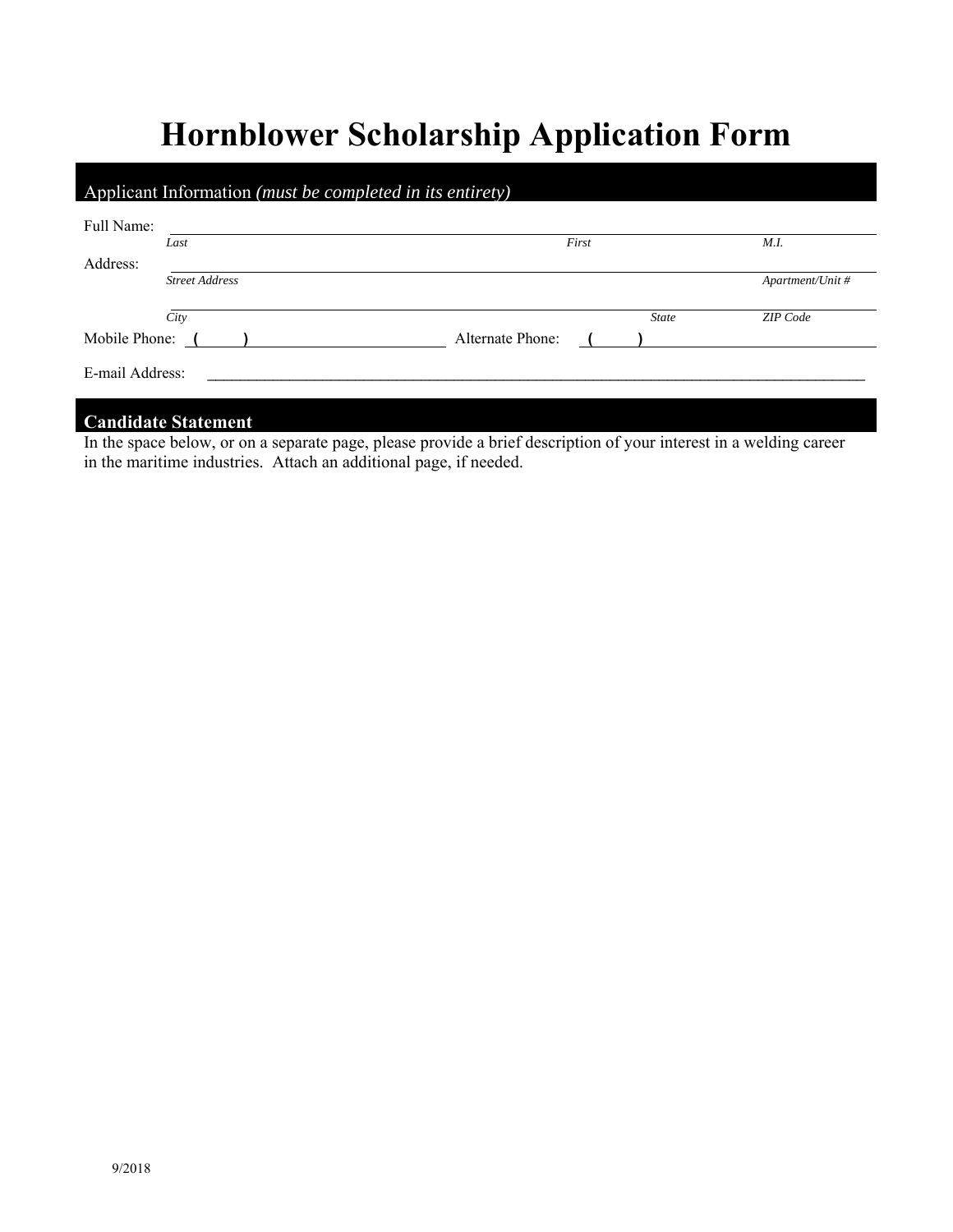# Hornblower Scholarship Application Form

## Applicant Information *(must be completed in its entirety)*

Full Name: ______________________________________________
*Last* *First* *M.I.*

Address: ______________________________________________
*Street Address* *Apartment/Unit #*

______________________________________________
*City* *State* *ZIP Code*

Mobile Phone: ( ) ____________________ Alternate Phone: ( ) ____________________

E-mail Address: ______________________________________________

## Candidate Statement

In the space below, or on a separate page, please provide a brief description of your interest in a welding career in the maritime industries. Attach an additional page, if needed.

9/2018